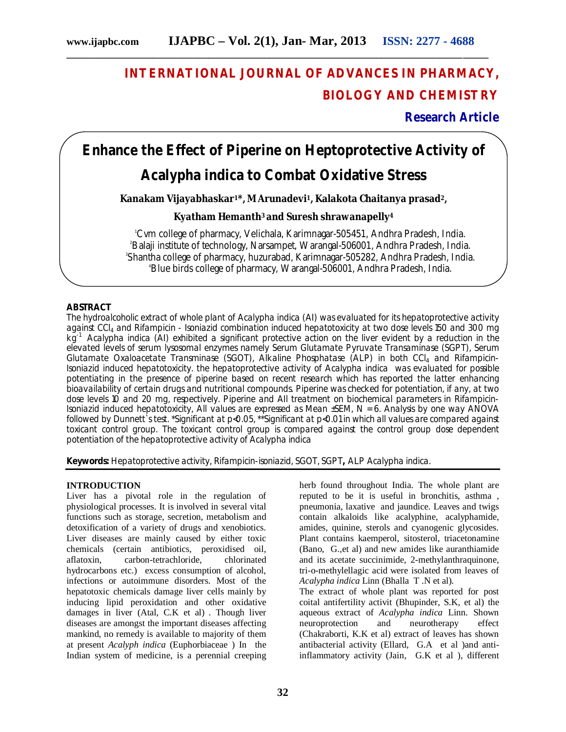# INTERNATIONAL JOURNAL OF ADVANCES IN PHARMACY, BIOLOGY AND CHEMISTRY

**Research Article**

# Enhance the Effect of Piperine on Heptoprotective Activity of Acalypha indica to Combat Oxidative Stress

**Kanakam Vijayabhaskar[1]*, M Arunadevi[1], Kalakota Chaitanya prasad[2], Kyatham Hemanth[3] and Suresh shrawanapelly[4]**

[1]Cvm college of pharmacy, Velichala, Karimnagar-505451, Andhra Pradesh, India.
[2]Balaji institute of technology, Narsampet, Warangal-506001, Andhra Pradesh, India.
[3]Shantha college of pharmacy, huzurabad, Karimnagar-505282, Andhra Pradesh, India.
[4]Blue birds college of pharmacy, Warangal-506001, Andhra Pradesh, India.

## ABSTRACT

The hydroalcoholic extract of whole plant of Acalypha indica (AI) was evaluated for its hepatoprotective activity against $CCl_4$ and Rifampicin - Isoniazid combination induced hepatotoxicity at two dose levels 150 and 300 mg $kg^{-1}$ Acalypha indica (AI) exhibited a significant protective action on the liver evident by a reduction in the elevated levels of serum lysosomal enzymes namely Serum Glutamate Pyruvate Transaminase (SGPT), Serum Glutamate Oxaloacetate Transminase (SGOT), Alkaline Phosphatase (ALP) in both $CCl_4$ and Rifampicin-Isoniazid induced hepatotoxicity. the hepatoprotective activity of Acalypha indica was evaluated for possible potentiating in the presence of piperine based on recent research which has reported the latter enhancing bioavailability of certain drugs and nutritional compounds. Piperine was checked for potentiation, if any, at two dose levels 10 and 20 mg, respectively. Piperine and AII treatment on biochemical parameters in Rifampicin-Isoniazid induced hepatotoxicity, All values are expressed as Mean ±SEM, N = 6. Analysis by one way ANOVA followed by Dunnett`s test. *Significant at $p<0.05$, **Significant at $p<0.01$ in which all values are compared against toxicant control group. The toxicant control group is compared against the control group dose dependent potentiation of the hepatoprotective activity of Acalypha indica

**Keywords:** Hepatoprotective activity, Rifampicin-isoniazid, SGOT, SGPT**,** ALP Acalypha indica.

## INTRODUCTION

Liver has a pivotal role in the regulation of physiological processes. It is involved in several vital functions such as storage, secretion, metabolism and detoxification of a variety of drugs and xenobiotics. Liver diseases are mainly caused by either toxic chemicals (certain antibiotics, peroxidised oil, aflatoxin, carbon-tetrachloride, chlorinated hydrocarbons etc.) excess consumption of alcohol, infections or autoimmune disorders. Most of the hepatotoxic chemicals damage liver cells mainly by inducing lipid peroxidation and other oxidative damages in liver (Atal, C.K et al) . Though liver diseases are amongst the important diseases affecting mankind, no remedy is available to majority of them at present *Acalyph indica* (Euphorbiaceae ) In the Indian system of medicine, is a perennial creeping herb found throughout India. The whole plant are reputed to be it is useful in bronchitis, asthma , pneumonia, laxative and jaundice. Leaves and twigs contain alkaloids like acalyphine, acalyphamide, amides, quinine, sterols and cyanogenic glycosides. Plant contains kaemperol, sitosterol, triacetonamine (Bano, G.,et al) and new amides like auranthiamide and its acetate succinimide, 2-methylanthraquinone, tri-o-methylellagic acid were isolated from leaves of *Acalypha indica* Linn (Bhalla T .N et al).

The extract of whole plant was reported for post coital antifertility activit (Bhupinder, S.K, et al) the aqueous extract of *Acalypha indica* Linn. Shown neuroprotection and neurotherapy effect (Chakraborti, K.K et al) extract of leaves has shown antibacterial activity (Ellard, G.A et al )and anti-inflammatory activity (Jain, G.K et al ), different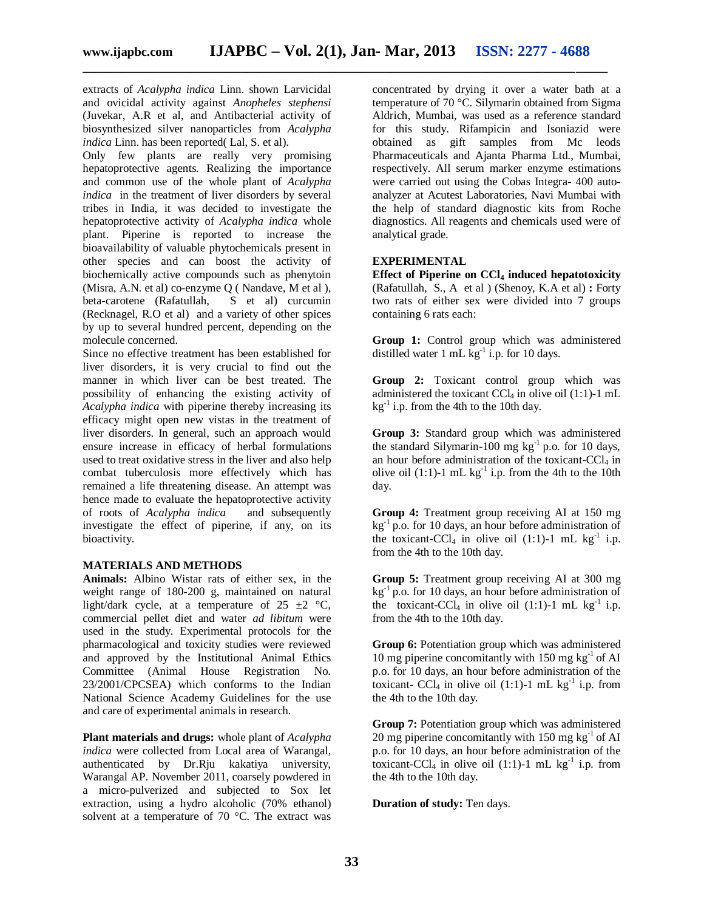extracts of *Acalypha indica* Linn. shown Larvicidal and ovicidal activity against *Anopheles stephensi* (Juvekar, A.R et al, and Antibacterial activity of biosynthesized silver nanoparticles from *Acalypha indica* Linn. has been reported( Lal, S. et al).

Only few plants are really very promising hepatoprotective agents. Realizing the importance and common use of the whole plant of *Acalypha indica* in the treatment of liver disorders by several tribes in India, it was decided to investigate the hepatoprotective activity of *Acalypha indica* whole plant. Piperine is reported to increase the bioavailability of valuable phytochemicals present in other species and can boost the activity of biochemically active compounds such as phenytoin (Misra, A.N. et al) co-enzyme Q ( Nandave, M et al ), beta-carotene (Rafatullah, S et al) curcumin (Recknagel, R.O et al) and a variety of other spices by up to several hundred percent, depending on the molecule concerned.

Since no effective treatment has been established for liver disorders, it is very crucial to find out the manner in which liver can be best treated. The possibility of enhancing the existing activity of *Acalypha indica* with piperine thereby increasing its efficacy might open new vistas in the treatment of liver disorders. In general, such an approach would ensure increase in efficacy of herbal formulations used to treat oxidative stress in the liver and also help combat tuberculosis more effectively which has remained a life threatening disease. An attempt was hence made to evaluate the hepatoprotective activity of roots of *Acalypha indica* and subsequently investigate the effect of piperine, if any, on its bioactivity.

## MATERIALS AND METHODS

**Animals:** Albino Wistar rats of either sex, in the weight range of 180-200 g, maintained on natural light/dark cycle, at a temperature of 25 ±2 °C, commercial pellet diet and water *ad libitum* were used in the study. Experimental protocols for the pharmacological and toxicity studies were reviewed and approved by the Institutional Animal Ethics Committee (Animal House Registration No. 23/2001/CPCSEA) which conforms to the Indian National Science Academy Guidelines for the use and care of experimental animals in research.

**Plant materials and drugs:** whole plant of *Acalypha indica* were collected from Local area of Warangal, authenticated by Dr.Rju kakatiya university, Warangal AP. November 2011, coarsely powdered in a micro-pulverized and subjected to Sox let extraction, using a hydro alcoholic (70% ethanol) solvent at a temperature of 70 °C. The extract was concentrated by drying it over a water bath at a temperature of 70 °C. Silymarin obtained from Sigma Aldrich, Mumbai, was used as a reference standard for this study. Rifampicin and Isoniazid were obtained as gift samples from Mc leods Pharmaceuticals and Ajanta Pharma Ltd., Mumbai, respectively. All serum marker enzyme estimations were carried out using the Cobas Integra- 400 auto-analyzer at Acutest Laboratories, Navi Mumbai with the help of standard diagnostic kits from Roche diagnostics. All reagents and chemicals used were of analytical grade.

## EXPERIMENTAL

**Effect of Piperine on $CCl_4$ induced hepatotoxicity** (Rafatullah, S., A et al ) (Shenoy, K.A et al) **:** Forty two rats of either sex were divided into 7 groups containing 6 rats each:

**Group 1:** Control group which was administered distilled water 1 mL $kg^{-1}$ i.p. for 10 days.

**Group 2:** Toxicant control group which was administered the toxicant $CCl_4$ in olive oil (1:1)-1 mL $kg^{-1}$ i.p. from the 4th to the 10th day.

**Group 3:** Standard group which was administered the standard Silymarin-100 mg $kg^{-1}$ p.o. for 10 days, an hour before administration of the toxicant-$CCl_4$ in olive oil (1:1)-1 mL $kg^{-1}$ i.p. from the 4th to the 10th day.

**Group 4:** Treatment group receiving AI at 150 mg $kg^{-1}$ p.o. for 10 days, an hour before administration of the toxicant-$CCl_4$ in olive oil (1:1)-1 mL $kg^{-1}$ i.p. from the 4th to the 10th day.

**Group 5:** Treatment group receiving AI at 300 mg $kg^{-1}$ p.o. for 10 days, an hour before administration of the toxicant-$CCl_4$ in olive oil (1:1)-1 mL $kg^{-1}$ i.p. from the 4th to the 10th day.

**Group 6:** Potentiation group which was administered 10 mg piperine concomitantly with 150 mg $kg^{-1}$ of AI p.o. for 10 days, an hour before administration of the toxicant- $CCl_4$ in olive oil (1:1)-1 mL $kg^{-1}$ i.p. from the 4th to the 10th day.

**Group 7:** Potentiation group which was administered 20 mg piperine concomitantly with 150 mg $kg^{-1}$ of AI p.o. for 10 days, an hour before administration of the toxicant-$CCl_4$ in olive oil (1:1)-1 mL $kg^{-1}$ i.p. from the 4th to the 10th day.

**Duration of study:** Ten days.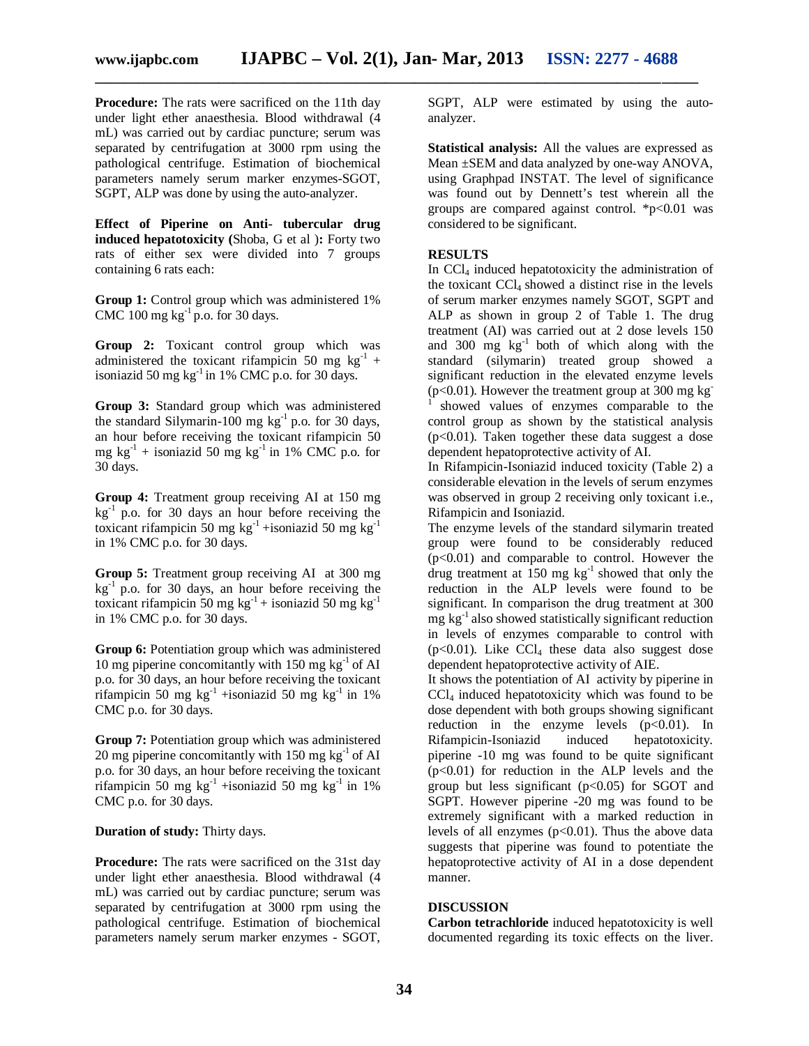**Procedure:** The rats were sacrificed on the 11th day under light ether anaesthesia. Blood withdrawal (4 mL) was carried out by cardiac puncture; serum was separated by centrifugation at 3000 rpm using the pathological centrifuge. Estimation of biochemical parameters namely serum marker enzymes-SGOT, SGPT, ALP was done by using the auto-analyzer.

**Effect of Piperine on Anti- tubercular drug induced hepatotoxicity (**Shoba, G et al **):** Forty two rats of either sex were divided into 7 groups containing 6 rats each:

**Group 1:** Control group which was administered 1% CMC 100 mg $kg^{-1}$ p.o. for 30 days.

**Group 2:** Toxicant control group which was administered the toxicant rifampicin 50 mg $kg^{-1}$ + isoniazid 50 mg $kg^{-1}$ in 1% CMC p.o. for 30 days.

**Group 3:** Standard group which was administered the standard Silymarin-100 mg $kg^{-1}$ p.o. for 30 days, an hour before receiving the toxicant rifampicin 50 mg $kg^{-1}$ + isoniazid 50 mg $kg^{-1}$ in 1% CMC p.o. for 30 days.

**Group 4:** Treatment group receiving AI at 150 mg $kg^{-1}$ p.o. for 30 days an hour before receiving the toxicant rifampicin 50 mg $kg^{-1}$ +isoniazid 50 mg $kg^{-1}$ in 1% CMC p.o. for 30 days.

**Group 5:** Treatment group receiving AI at 300 mg $kg^{-1}$ p.o. for 30 days, an hour before receiving the toxicant rifampicin 50 mg $kg^{-1}$ + isoniazid 50 mg $kg^{-1}$ in 1% CMC p.o. for 30 days.

**Group 6:** Potentiation group which was administered 10 mg piperine concomitantly with 150 mg $kg^{-1}$ of AI p.o. for 30 days, an hour before receiving the toxicant rifampicin 50 mg $kg^{-1}$ +isoniazid 50 mg $kg^{-1}$ in 1% CMC p.o. for 30 days.

**Group 7:** Potentiation group which was administered 20 mg piperine concomitantly with 150 mg $kg^{-1}$ of AI p.o. for 30 days, an hour before receiving the toxicant rifampicin 50 mg $kg^{-1}$ +isoniazid 50 mg $kg^{-1}$ in 1% CMC p.o. for 30 days.

**Duration of study:** Thirty days.

**Procedure:** The rats were sacrificed on the 31st day under light ether anaesthesia. Blood withdrawal (4 mL) was carried out by cardiac puncture; serum was separated by centrifugation at 3000 rpm using the pathological centrifuge. Estimation of biochemical parameters namely serum marker enzymes - SGOT, SGPT, ALP were estimated by using the auto-analyzer.

**Statistical analysis:** All the values are expressed as Mean ±SEM and data analyzed by one-way ANOVA, using Graphpad INSTAT. The level of significance was found out by Dennett's test wherein all the groups are compared against control. *$p<0.01$ was considered to be significant.

## RESULTS

In $CCl_4$ induced hepatotoxicity the administration of the toxicant $CCl_4$ showed a distinct rise in the levels of serum marker enzymes namely SGOT, SGPT and ALP as shown in group 2 of Table 1. The drug treatment (AI) was carried out at 2 dose levels 150 and 300 mg $kg^{-1}$ both of which along with the standard (silymarin) treated group showed a significant reduction in the elevated enzyme levels ($p<0.01$). However the treatment group at 300 mg $kg^{-1}$ showed values of enzymes comparable to the control group as shown by the statistical analysis ($p<0.01$). Taken together these data suggest a dose dependent hepatoprotective activity of AI.

In Rifampicin-Isoniazid induced toxicity (Table 2) a considerable elevation in the levels of serum enzymes was observed in group 2 receiving only toxicant i.e., Rifampicin and Isoniazid.

The enzyme levels of the standard silymarin treated group were found to be considerably reduced ($p<0.01$) and comparable to control. However the drug treatment at 150 mg $kg^{-1}$ showed that only the reduction in the ALP levels were found to be significant. In comparison the drug treatment at 300 mg $kg^{-1}$ also showed statistically significant reduction in levels of enzymes comparable to control with ($p<0.01$). Like $CCl_4$ these data also suggest dose dependent hepatoprotective activity of AIE.

It shows the potentiation of AI activity by piperine in $CCl_4$ induced hepatotoxicity which was found to be dose dependent with both groups showing significant reduction in the enzyme levels ($p<0.01$). In Rifampicin-Isoniazid induced hepatotoxicity. piperine -10 mg was found to be quite significant ($p<0.01$) for reduction in the ALP levels and the group but less significant ($p<0.05$) for SGOT and SGPT. However piperine -20 mg was found to be extremely significant with a marked reduction in levels of all enzymes ($p<0.01$). Thus the above data suggests that piperine was found to potentiate the hepatoprotective activity of AI in a dose dependent manner.

## DISCUSSION

**Carbon tetrachloride** induced hepatotoxicity is well documented regarding its toxic effects on the liver.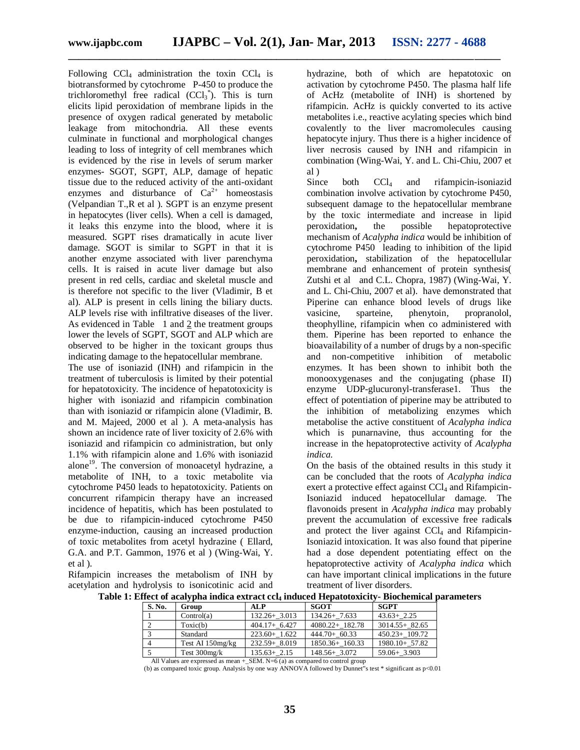Following $CCl_4$ administration the toxin $CCl_4$ is biotransformed by cytochrome P-450 to produce the trichloromethyl free radical ($CCl_3^*$). This is turn elicits lipid peroxidation of membrane lipids in the presence of oxygen radical generated by metabolic leakage from mitochondria. All these events culminate in functional and morphological changes leading to loss of integrity of cell membranes which is evidenced by the rise in levels of serum marker enzymes- SGOT, SGPT, ALP, damage of hepatic tissue due to the reduced activity of the anti-oxidant enzymes and disturbance of $Ca^{2+}$ homeostasis (Velpandian T.,R et al ). SGPT is an enzyme present in hepatocytes (liver cells). When a cell is damaged, it leaks this enzyme into the blood, where it is measured. SGPT rises dramatically in acute liver damage. SGOT is similar to SGPT in that it is another enzyme associated with liver parenchyma cells. It is raised in acute liver damage but also present in red cells, cardiac and skeletal muscle and is therefore not specific to the liver (Vladimir, B et al). ALP is present in cells lining the biliary ducts. ALP levels rise with infiltrative diseases of the liver. As evidenced in Table 1 and 2 the treatment groups lower the levels of SGPT, SGOT and ALP which are observed to be higher in the toxicant groups thus indicating damage to the hepatocellular membrane.

The use of isoniazid (INH) and rifampicin in the treatment of tuberculosis is limited by their potential for hepatotoxicity. The incidence of hepatotoxicity is higher with isoniazid and rifampicin combination than with isoniazid or rifampicin alone (Vladimir, B. and M. Majeed, 2000 et al ). A meta-analysis has shown an incidence rate of liver toxicity of 2.6% with isoniazid and rifampicin co administration, but only 1.1% with rifampicin alone and 1.6% with isoniazid alone[19]. The conversion of monoacetyl hydrazine, a metabolite of INH, to a toxic metabolite via cytochrome P450 leads to hepatotoxicity. Patients on concurrent rifampicin therapy have an increased incidence of hepatitis, which has been postulated to be due to rifampicin-induced cytochrome P450 enzyme-induction, causing an increased production of toxic metabolites from acetyl hydrazine ( Ellard, G.A. and P.T. Gammon, 1976 et al ) (Wing-Wai, Y. et al ).

Rifampicin increases the metabolism of INH by acetylation and hydrolysis to isonicotinic acid and hydrazine, both of which are hepatotoxic on activation by cytochrome P450. The plasma half life of AcHz (metabolite of INH) is shortened by rifampicin. AcHz is quickly converted to its active metabolites i.e., reactive acylating species which bind covalently to the liver macromolecules causing hepatocyte injury. Thus there is a higher incidence of liver necrosis caused by INH and rifampicin in combination (Wing-Wai, Y. and L. Chi-Chiu, 2007 et al )

Since both $CCl_4$ and rifampicin-isoniazid combination involve activation by cytochrome P450, subsequent damage to the hepatocellular membrane by the toxic intermediate and increase in lipid peroxidation**,** the possible hepatoprotective mechanism of *Acalypha indica* would be inhibition of cytochrome P450 leading to inhibition of the lipid peroxidation**,** stabilization of the hepatocellular membrane and enhancement of protein synthesis( Zutshi et al and C.L. Chopra, 1987) (Wing-Wai, Y. and L. Chi-Chiu, 2007 et al). have demonstrated that Piperine can enhance blood levels of drugs like vasicine, sparteine, phenytoin, propranolol, theophylline, rifampicin when co administered with them. Piperine has been reported to enhance the bioavailability of a number of drugs by a non-specific and non-competitive inhibition of metabolic enzymes. It has been shown to inhibit both the monooxygenases and the conjugating (phase II) enzyme UDP-glucuronyl-transferase1. Thus the effect of potentiation of piperine may be attributed to the inhibition of metabolizing enzymes which metabolise the active constituent of *Acalypha indica* which is punarnavine, thus accounting for the increase in the hepatoprotective activity of *Acalypha indica.*

On the basis of the obtained results in this study it can be concluded that the roots of *Acalypha indica* exert a protective effect against $CCl_4$ and Rifampicin-Isoniazid induced hepatocellular damage. The flavonoids present in *Acalypha indica* may probably prevent the accumulation of excessive free radicals and protect the liver against $CCl_4$ and Rifampicin-Isoniazid intoxication. It was also found that piperine had a dose dependent potentiating effect on the hepatoprotective activity of *Acalypha indica* which can have important clinical implications in the future treatment of liver disorders.

**Table 1: Effect of acalypha indica extract $ccl_4$ induced Hepatotoxicity- Biochemical parameters**

| S. No. | Group | ALP | SGOT | SGPT |
|---|---|---|---|---|
| 1 | Control(a) | 132.26+_3.013 | 134.26+_7.633 | 43.63+_2.25 |
| 2 | Toxic(b) | 404.17+_6.427 | 4080.22+_182.78 | 3014.55+_82.65 |
| 3 | Standard | 223.60+_1.622 | 444.70+_60.33 | 450.23+_109.72 |
| 4 | Test AI 150mg/kg | 232.59+_8.019 | 1850.36+_160.33 | 1980.10+_57.82 |
| 5 | Test 300mg/k | 135.63+_2.15 | 148.56+_3.072 | 59.06+_3.903 |

All Values are expressed as mean +_SEM. N=6 (a) as compared to control group
(b) as compared toxic group. Analysis by one way ANNOVA followed by Dunnet"s test * significant as p<0.01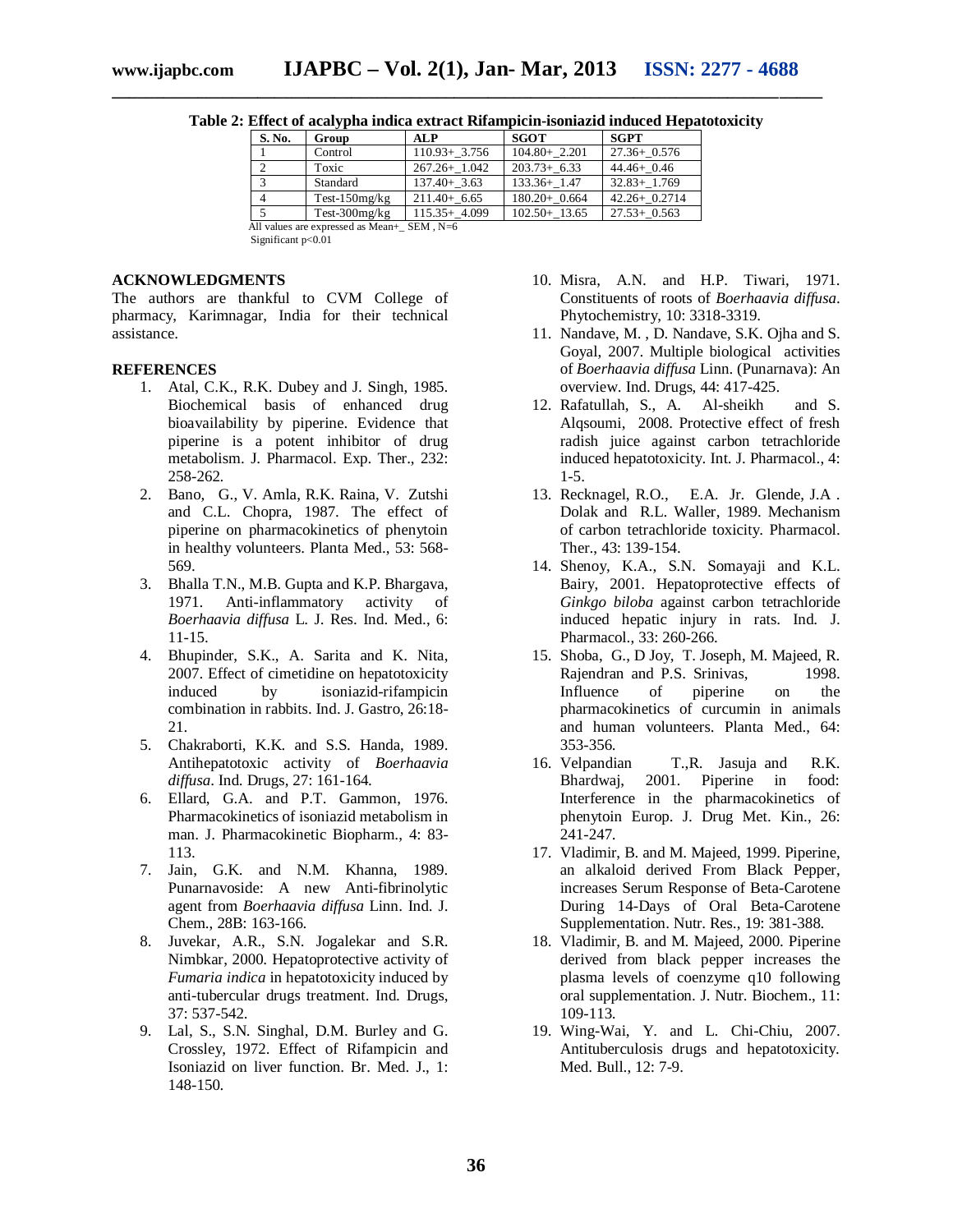**Table 2: Effect of acalypha indica extract Rifampicin-isoniazid induced Hepatotoxicity**

| S. No. | Group | ALP | SGOT | SGPT |
|---|---|---|---|---|
| 1 | Control | 110.93+_3.756 | 104.80+_2.201 | 27.36+_0.576 |
| 2 | Toxic | 267.26+_1.042 | 203.73+_6.33 | 44.46+_0.46 |
| 3 | Standard | 137.40+_3.63 | 133.36+_1.47 | 32.83+_1.769 |
| 4 | Test-150mg/kg | 211.40+_6.65 | 180.20+_0.664 | 42.26+_0.2714 |
| 5 | Test-300mg/kg | 115.35+_4.099 | 102.50+_13.65 | 27.53+_0.563 |

All values are expressed as Mean+_ SEM , N=6

Significant $p<0.01$

## ACKNOWLEDGMENTS

The authors are thankful to CVM College of pharmacy, Karimnagar, India for their technical assistance.

## REFERENCES

1. Atal, C.K., R.K. Dubey and J. Singh, 1985. Biochemical basis of enhanced drug bioavailability by piperine. Evidence that piperine is a potent inhibitor of drug metabolism. J. Pharmacol. Exp. Ther., 232: 258-262.
2. Bano, G., V. Amla, R.K. Raina, V. Zutshi and C.L. Chopra, 1987. The effect of piperine on pharmacokinetics of phenytoin in healthy volunteers. Planta Med., 53: 568-569.
3. Bhalla T.N., M.B. Gupta and K.P. Bhargava, 1971. Anti-inflammatory activity of *Boerhaavia diffusa* L. J. Res. Ind. Med., 6: 11-15.
4. Bhupinder, S.K., A. Sarita and K. Nita, 2007. Effect of cimetidine on hepatotoxicity induced by isoniazid-rifampicin combination in rabbits. Ind. J. Gastro, 26:18-21.
5. Chakraborti, K.K. and S.S. Handa, 1989. Antihepatotoxic activity of *Boerhaavia diffusa*. Ind. Drugs, 27: 161-164.
6. Ellard, G.A. and P.T. Gammon, 1976. Pharmacokinetics of isoniazid metabolism in man. J. Pharmacokinetic Biopharm., 4: 83-113.
7. Jain, G.K. and N.M. Khanna, 1989. Punarnavoside: A new Anti-fibrinolytic agent from *Boerhaavia diffusa* Linn. Ind. J. Chem., 28B: 163-166.
8. Juvekar, A.R., S.N. Jogalekar and S.R. Nimbkar, 2000. Hepatoprotective activity of *Fumaria indica* in hepatotoxicity induced by anti-tubercular drugs treatment. Ind. Drugs, 37: 537-542.
9. Lal, S., S.N. Singhal, D.M. Burley and G. Crossley, 1972. Effect of Rifampicin and Isoniazid on liver function. Br. Med. J., 1: 148-150.
10. Misra, A.N. and H.P. Tiwari, 1971. Constituents of roots of *Boerhaavia diffusa*. Phytochemistry, 10: 3318-3319.
11. Nandave, M. , D. Nandave, S.K. Ojha and S. Goyal, 2007. Multiple biological activities of *Boerhaavia diffusa* Linn. (Punarnava): An overview. Ind. Drugs, 44: 417-425.
12. Rafatullah, S., A. Al-sheikh and S. Alqsoumi, 2008. Protective effect of fresh radish juice against carbon tetrachloride induced hepatotoxicity. Int. J. Pharmacol., 4: 1-5.
13. Recknagel, R.O., E.A. Jr. Glende, J.A . Dolak and R.L. Waller, 1989. Mechanism of carbon tetrachloride toxicity. Pharmacol. Ther., 43: 139-154.
14. Shenoy, K.A., S.N. Somayaji and K.L. Bairy, 2001. Hepatoprotective effects of *Ginkgo biloba* against carbon tetrachloride induced hepatic injury in rats. Ind. J. Pharmacol., 33: 260-266.
15. Shoba, G., D Joy, T. Joseph, M. Majeed, R. Rajendran and P.S. Srinivas, 1998. Influence of piperine on the pharmacokinetics of curcumin in animals and human volunteers. Planta Med., 64: 353-356.
16. Velpandian T.,R. Jasuja and R.K. Bhardwaj, 2001. Piperine in food: Interference in the pharmacokinetics of phenytoin Europ. J. Drug Met. Kin., 26: 241-247.
17. Vladimir, B. and M. Majeed, 1999. Piperine, an alkaloid derived From Black Pepper, increases Serum Response of Beta-Carotene During 14-Days of Oral Beta-Carotene Supplementation. Nutr. Res., 19: 381-388.
18. Vladimir, B. and M. Majeed, 2000. Piperine derived from black pepper increases the plasma levels of coenzyme q10 following oral supplementation. J. Nutr. Biochem., 11: 109-113.
19. Wing-Wai, Y. and L. Chi-Chiu, 2007. Antituberculosis drugs and hepatotoxicity. Med. Bull., 12: 7-9.